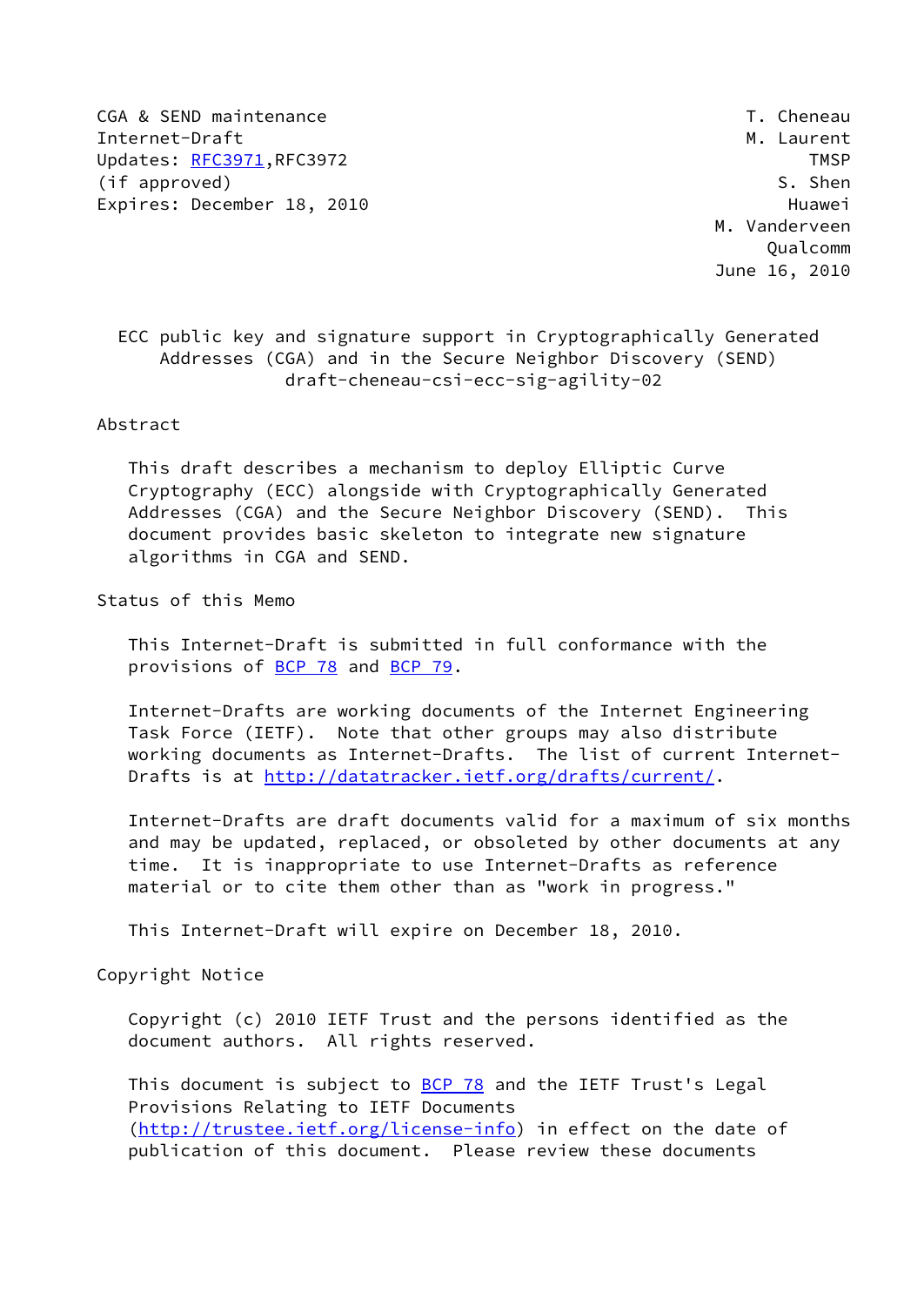CGA & SEND maintenance T. Cheneau
Internet-Draft M. Laurent
Updates: RFC3971,RFC3972 TMSP
(if approved) S. Shen
Expires: December 18, 2010 Huawei
M. Vanderveen
Qualcomm
June 16, 2010

# ECC public key and signature support in Cryptographically Generated Addresses (CGA) and in the Secure Neighbor Discovery (SEND)

draft-cheneau-csi-ecc-sig-agility-02

## Abstract

This draft describes a mechanism to deploy Elliptic Curve Cryptography (ECC) alongside with Cryptographically Generated Addresses (CGA) and the Secure Neighbor Discovery (SEND). This document provides basic skeleton to integrate new signature algorithms in CGA and SEND.

## Status of this Memo

This Internet-Draft is submitted in full conformance with the provisions of BCP 78 and BCP 79.

Internet-Drafts are working documents of the Internet Engineering Task Force (IETF). Note that other groups may also distribute working documents as Internet-Drafts. The list of current Internet-Drafts is at http://datatracker.ietf.org/drafts/current/.

Internet-Drafts are draft documents valid for a maximum of six months and may be updated, replaced, or obsoleted by other documents at any time. It is inappropriate to use Internet-Drafts as reference material or to cite them other than as "work in progress."

This Internet-Draft will expire on December 18, 2010.

## Copyright Notice

Copyright (c) 2010 IETF Trust and the persons identified as the document authors. All rights reserved.

This document is subject to BCP 78 and the IETF Trust's Legal Provisions Relating to IETF Documents (http://trustee.ietf.org/license-info) in effect on the date of publication of this document. Please review these documents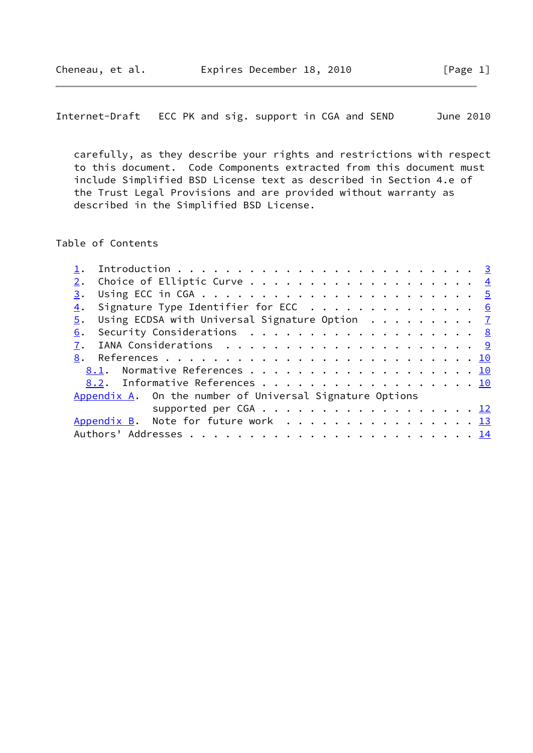carefully, as they describe your rights and restrictions with respect to this document. Code Components extracted from this document must include Simplified BSD License text as described in Section 4.e of the Trust Legal Provisions and are provided without warranty as described in the Simplified BSD License.

Table of Contents

1. Introduction . . . . . . . . . . . . . . . . . . . . . . . . . 3
2. Choice of Elliptic Curve . . . . . . . . . . . . . . . . . . . 4
3. Using ECC in CGA . . . . . . . . . . . . . . . . . . . . . . . 5
4. Signature Type Identifier for ECC . . . . . . . . . . . . . . 6
5. Using ECDSA with Universal Signature Option . . . . . . . . . 7
6. Security Considerations . . . . . . . . . . . . . . . . . . . 8
7. IANA Considerations . . . . . . . . . . . . . . . . . . . . . 9
8. References . . . . . . . . . . . . . . . . . . . . . . . . . . 10
   8.1. Normative References . . . . . . . . . . . . . . . . . . . 10
   8.2. Informative References . . . . . . . . . . . . . . . . . . 10

Appendix A. On the number of Universal Signature Options supported per CGA . . . . . . . . . . . . . . . . . . 12

Appendix B. Note for future work . . . . . . . . . . . . . . . . 13

Authors' Addresses . . . . . . . . . . . . . . . . . . . . . . . . 14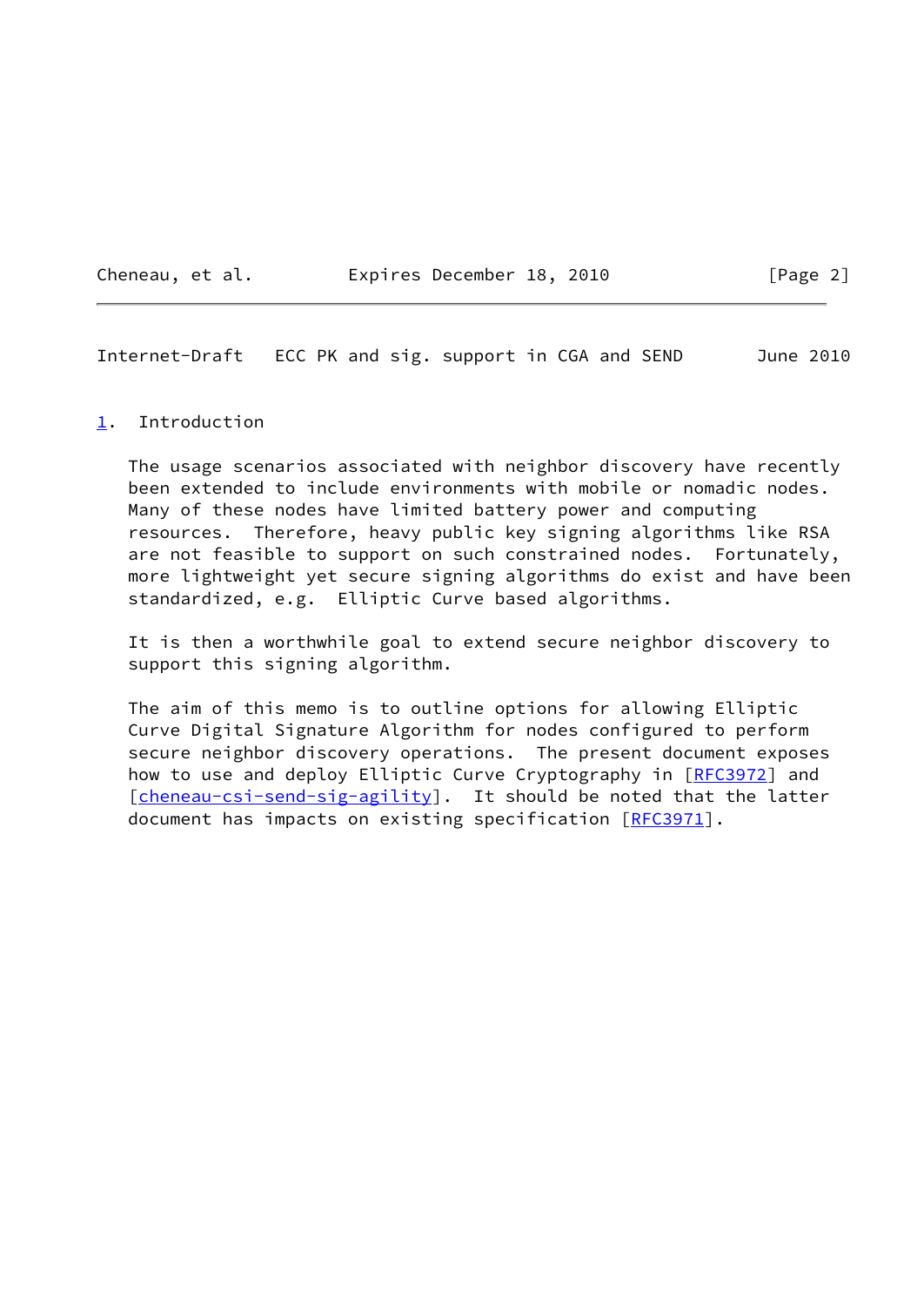## 1. Introduction

The usage scenarios associated with neighbor discovery have recently been extended to include environments with mobile or nomadic nodes. Many of these nodes have limited battery power and computing resources. Therefore, heavy public key signing algorithms like RSA are not feasible to support on such constrained nodes. Fortunately, more lightweight yet secure signing algorithms do exist and have been standardized, e.g. Elliptic Curve based algorithms.

It is then a worthwhile goal to extend secure neighbor discovery to support this signing algorithm.

The aim of this memo is to outline options for allowing Elliptic Curve Digital Signature Algorithm for nodes configured to perform secure neighbor discovery operations. The present document exposes how to use and deploy Elliptic Curve Cryptography in [RFC3972] and [cheneau-csi-send-sig-agility]. It should be noted that the latter document has impacts on existing specification [RFC3971].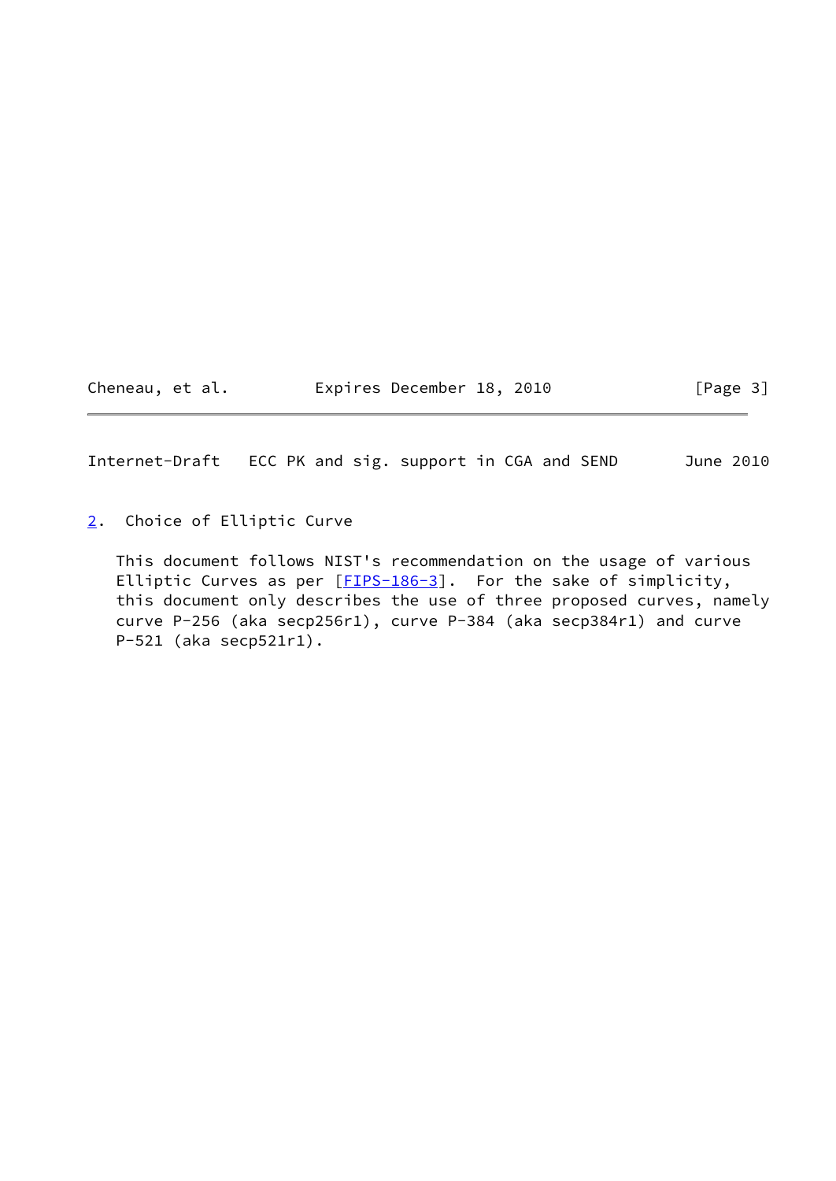## 2. Choice of Elliptic Curve

This document follows NIST's recommendation on the usage of various Elliptic Curves as per [FIPS-186-3]. For the sake of simplicity, this document only describes the use of three proposed curves, namely curve P-256 (aka secp256r1), curve P-384 (aka secp384r1) and curve P-521 (aka secp521r1).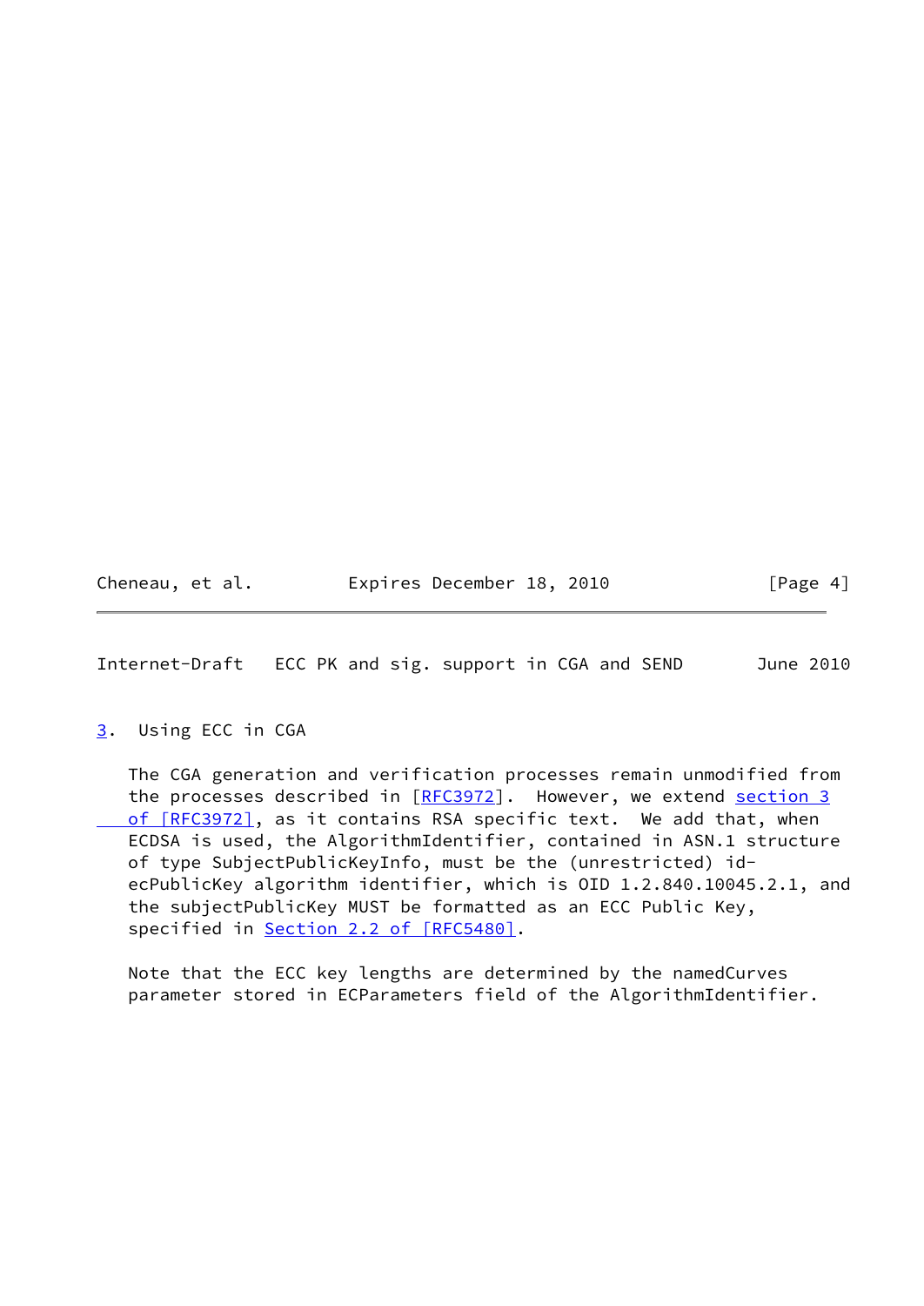## 3. Using ECC in CGA

The CGA generation and verification processes remain unmodified from the processes described in [RFC3972]. However, we extend section 3 of [RFC3972], as it contains RSA specific text. We add that, when ECDSA is used, the AlgorithmIdentifier, contained in ASN.1 structure of type SubjectPublicKeyInfo, must be the (unrestricted) id-ecPublicKey algorithm identifier, which is OID 1.2.840.10045.2.1, and the subjectPublicKey MUST be formatted as an ECC Public Key, specified in Section 2.2 of [RFC5480].

Note that the ECC key lengths are determined by the namedCurves parameter stored in ECParameters field of the AlgorithmIdentifier.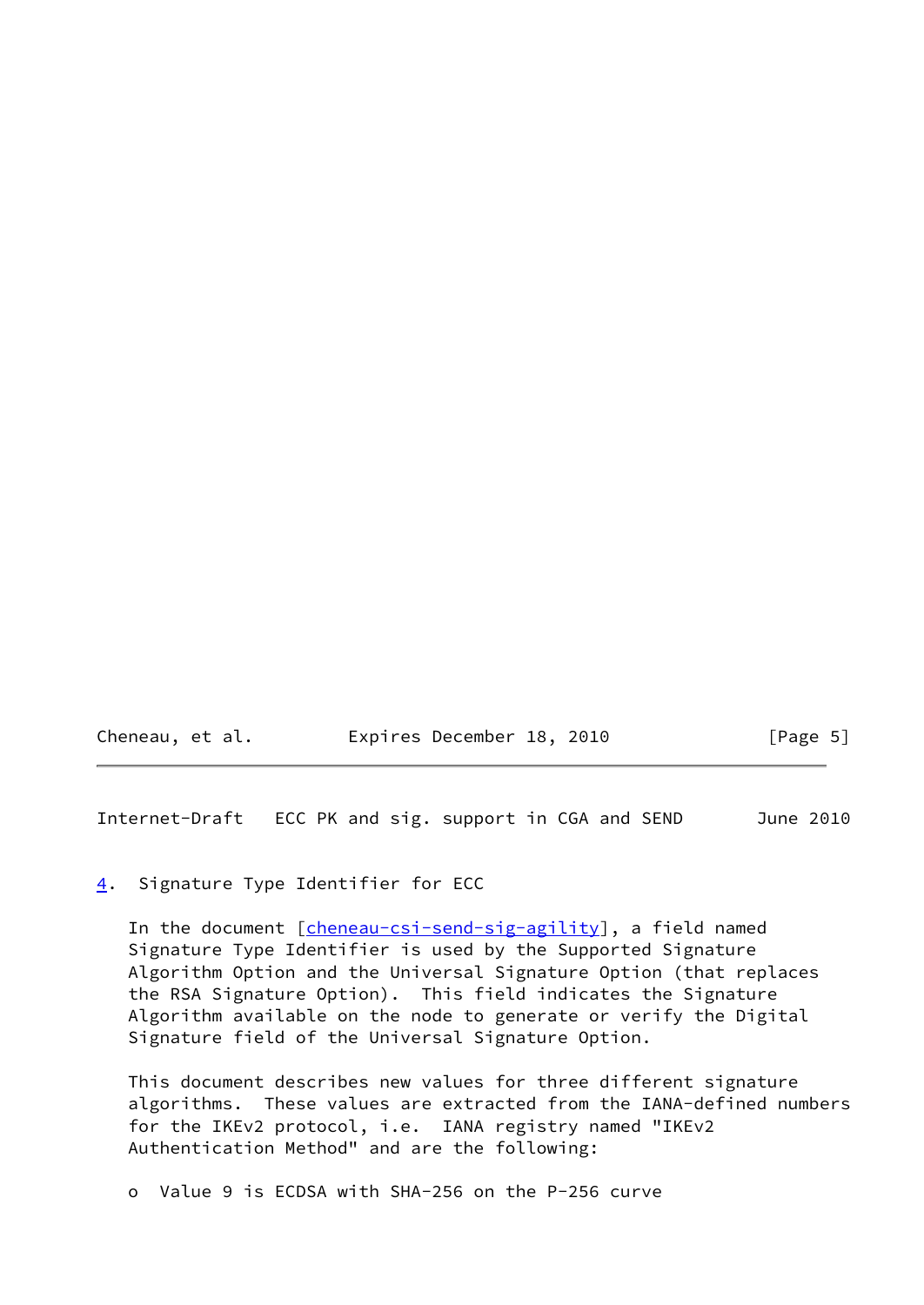## 4. Signature Type Identifier for ECC

In the document [cheneau-csi-send-sig-agility], a field named Signature Type Identifier is used by the Supported Signature Algorithm Option and the Universal Signature Option (that replaces the RSA Signature Option). This field indicates the Signature Algorithm available on the node to generate or verify the Digital Signature field of the Universal Signature Option.

This document describes new values for three different signature algorithms. These values are extracted from the IANA-defined numbers for the IKEv2 protocol, i.e. IANA registry named "IKEv2 Authentication Method" and are the following:

- Value 9 is ECDSA with SHA-256 on the P-256 curve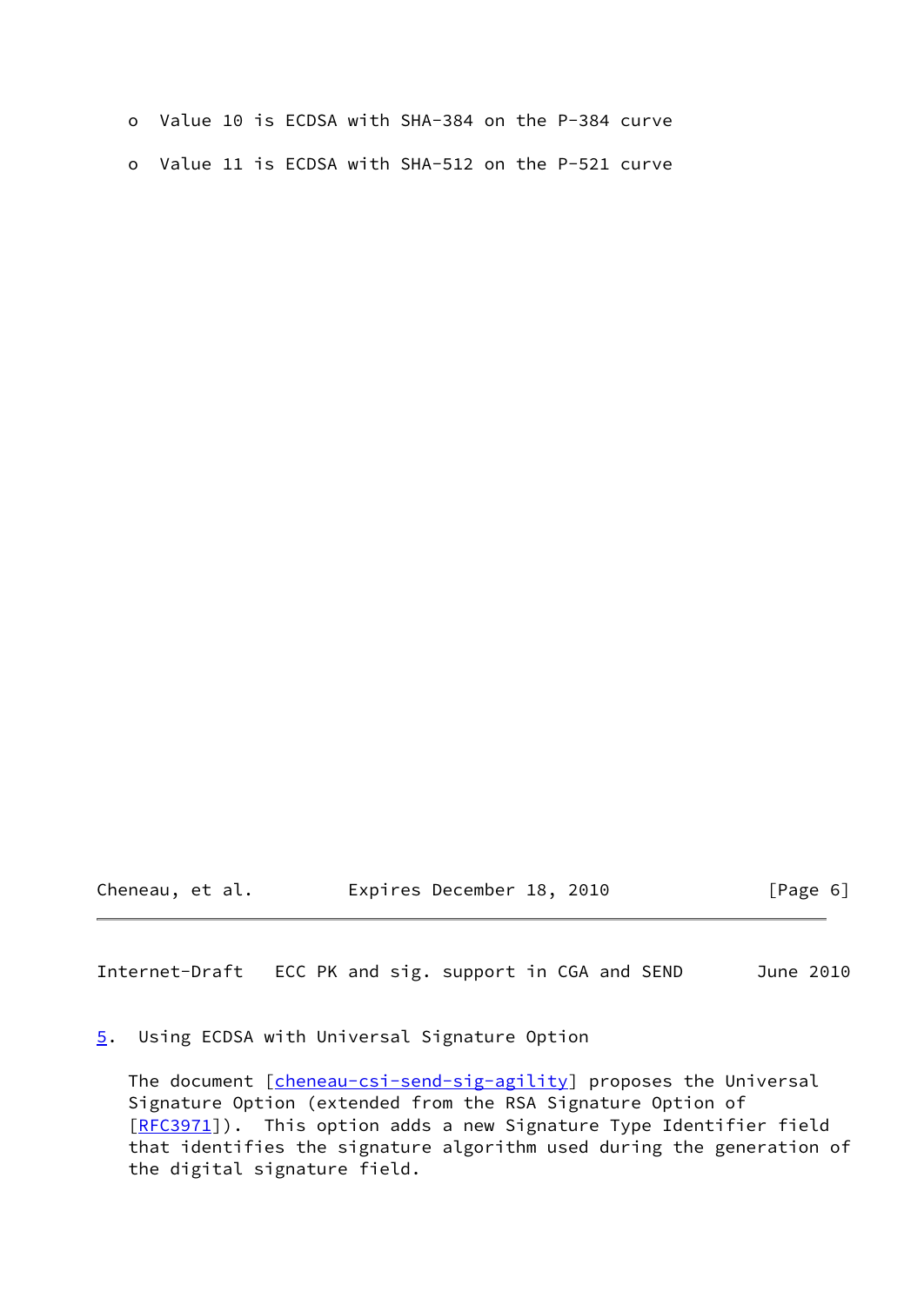- Value 10 is ECDSA with SHA-384 on the P-384 curve
- Value 11 is ECDSA with SHA-512 on the P-521 curve

## 5. Using ECDSA with Universal Signature Option

The document [cheneau-csi-send-sig-agility] proposes the Universal Signature Option (extended from the RSA Signature Option of [RFC3971]). This option adds a new Signature Type Identifier field that identifies the signature algorithm used during the generation of the digital signature field.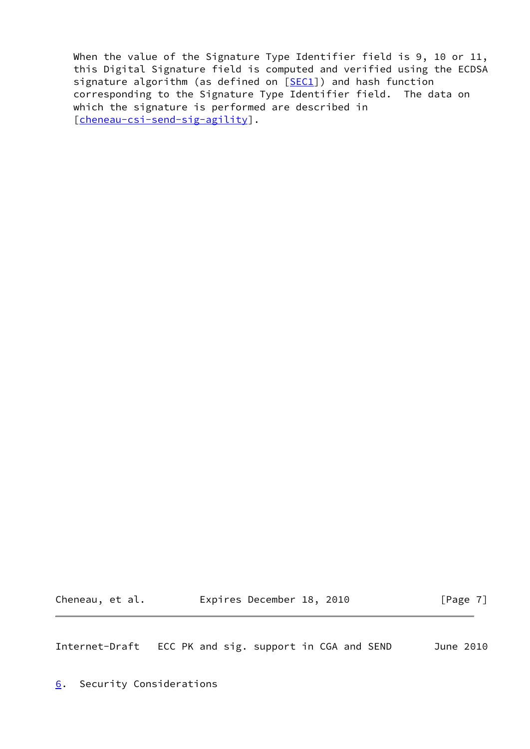When the value of the Signature Type Identifier field is 9, 10 or 11, this Digital Signature field is computed and verified using the ECDSA signature algorithm (as defined on [SEC1]) and hash function corresponding to the Signature Type Identifier field. The data on which the signature is performed are described in [cheneau-csi-send-sig-agility].

## 6. Security Considerations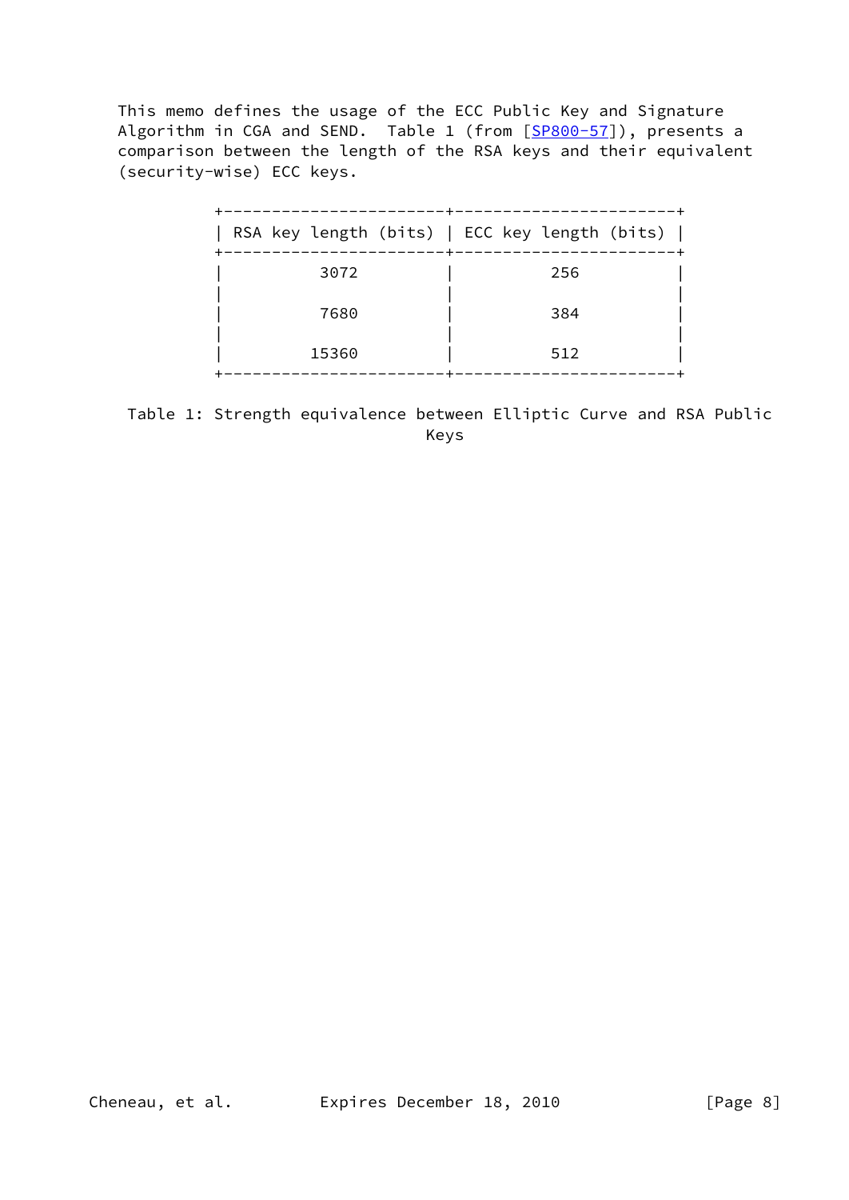This memo defines the usage of the ECC Public Key and Signature Algorithm in CGA and SEND. Table 1 (from [SP800-57]), presents a comparison between the length of the RSA keys and their equivalent (security-wise) ECC keys.

| RSA key length (bits) | ECC key length (bits) |
|---|---|
| 3072 | 256 |
| 7680 | 384 |
| 15360 | 512 |

Table 1: Strength equivalence between Elliptic Curve and RSA Public Keys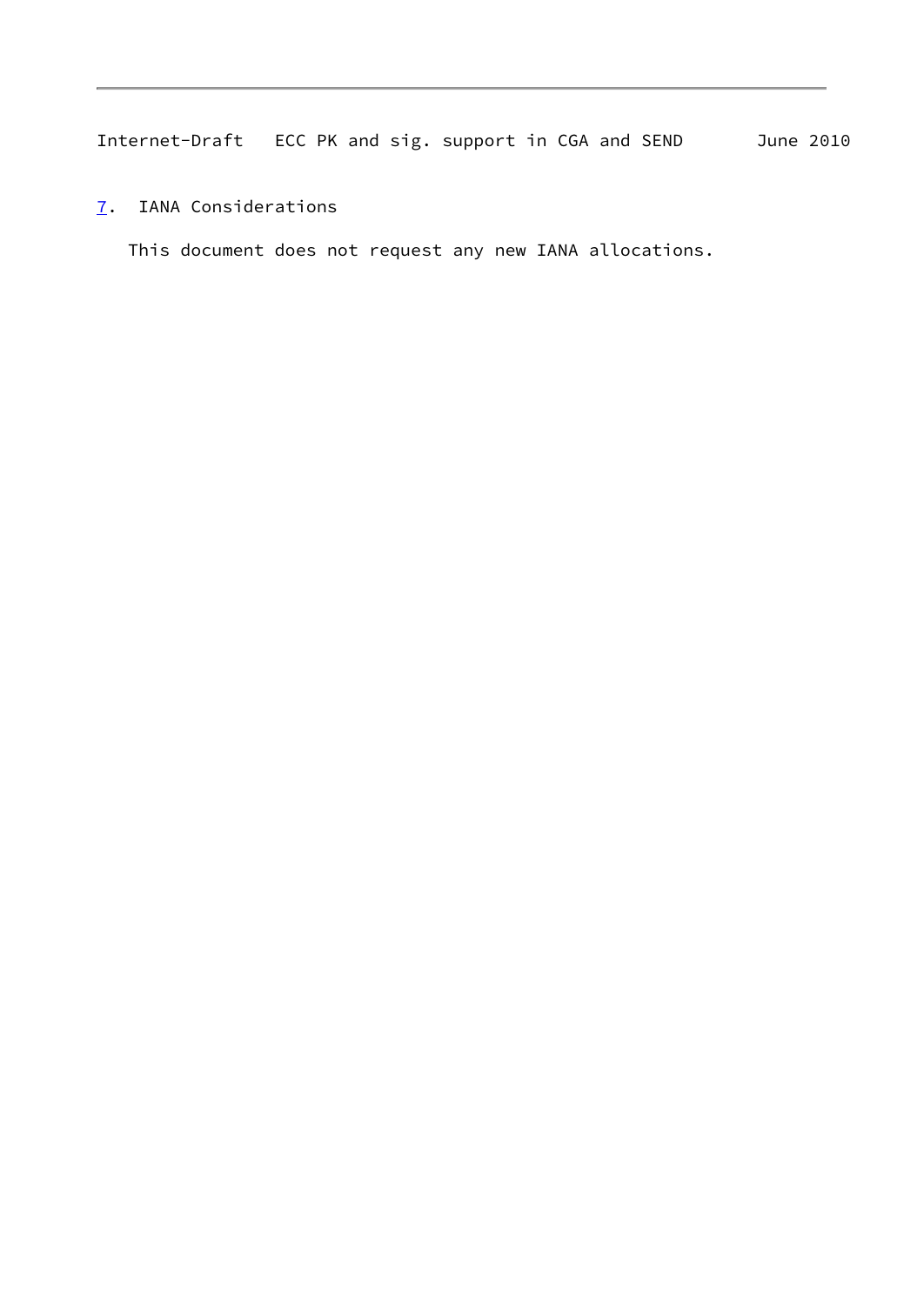## 7. IANA Considerations

This document does not request any new IANA allocations.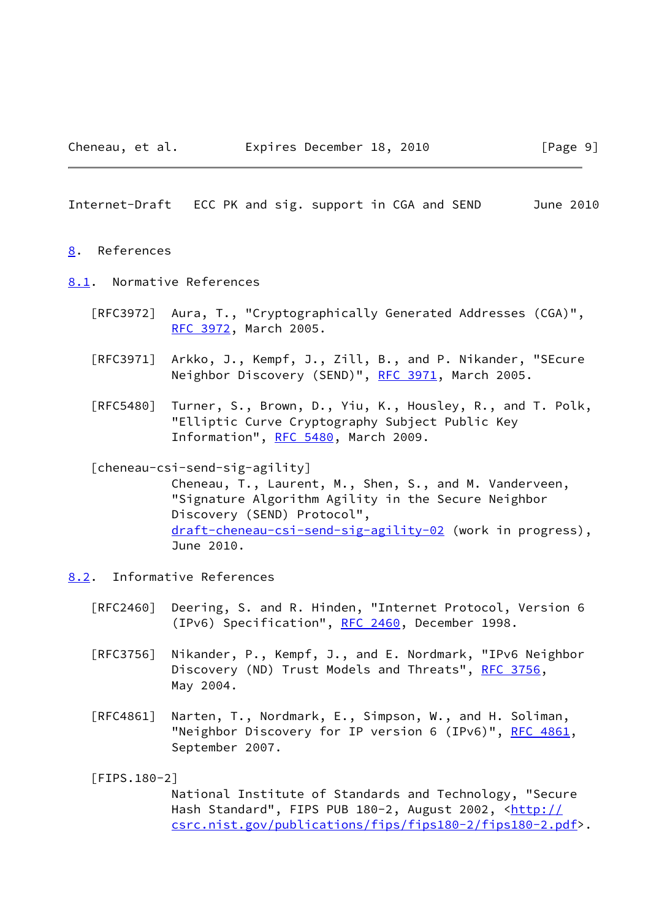# 8. References

## 8.1. Normative References

[RFC3972] Aura, T., "Cryptographically Generated Addresses (CGA)", RFC 3972, March 2005.

[RFC3971] Arkko, J., Kempf, J., Zill, B., and P. Nikander, "SEcure Neighbor Discovery (SEND)", RFC 3971, March 2005.

[RFC5480] Turner, S., Brown, D., Yiu, K., Housley, R., and T. Polk, "Elliptic Curve Cryptography Subject Public Key Information", RFC 5480, March 2009.

[cheneau-csi-send-sig-agility]
Cheneau, T., Laurent, M., Shen, S., and M. Vanderveen, "Signature Algorithm Agility in the Secure Neighbor Discovery (SEND) Protocol", draft-cheneau-csi-send-sig-agility-02 (work in progress), June 2010.

## 8.2. Informative References

[RFC2460] Deering, S. and R. Hinden, "Internet Protocol, Version 6 (IPv6) Specification", RFC 2460, December 1998.

[RFC3756] Nikander, P., Kempf, J., and E. Nordmark, "IPv6 Neighbor Discovery (ND) Trust Models and Threats", RFC 3756, May 2004.

[RFC4861] Narten, T., Nordmark, E., Simpson, W., and H. Soliman, "Neighbor Discovery for IP version 6 (IPv6)", RFC 4861, September 2007.

[FIPS.180-2]
National Institute of Standards and Technology, "Secure Hash Standard", FIPS PUB 180-2, August 2002, <http://csrc.nist.gov/publications/fips/fips180-2/fips180-2.pdf>.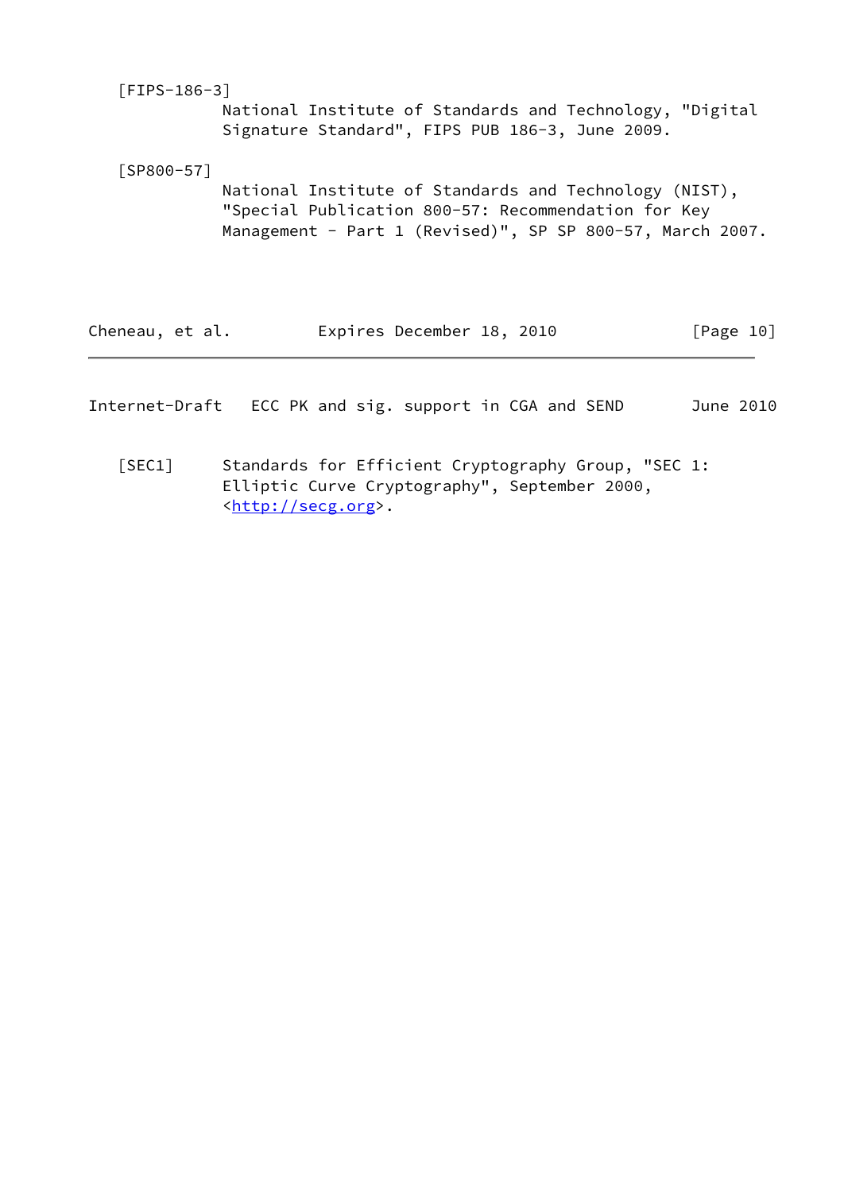[FIPS-186-3]
National Institute of Standards and Technology, "Digital Signature Standard", FIPS PUB 186-3, June 2009.

[SP800-57]
National Institute of Standards and Technology (NIST), "Special Publication 800-57: Recommendation for Key Management - Part 1 (Revised)", SP SP 800-57, March 2007.

[SEC1]
Standards for Efficient Cryptography Group, "SEC 1: Elliptic Curve Cryptography", September 2000, <http://secg.org>.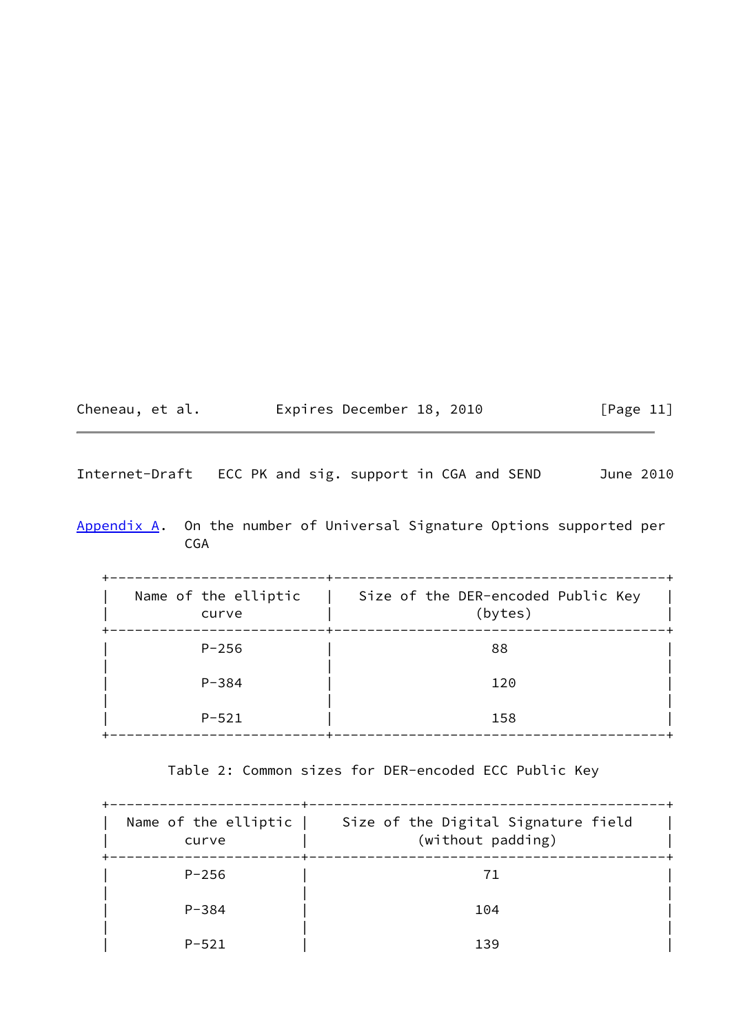## Appendix A. On the number of Universal Signature Options supported per CGA

| Name of the elliptic curve | Size of the DER-encoded Public Key (bytes) |
|---|---|
| P-256 | 88 |
| P-384 | 120 |
| P-521 | 158 |

Table 2: Common sizes for DER-encoded ECC Public Key

| Name of the elliptic curve | Size of the Digital Signature field (without padding) |
|---|---|
| P-256 | 71 |
| P-384 | 104 |
| P-521 | 139 |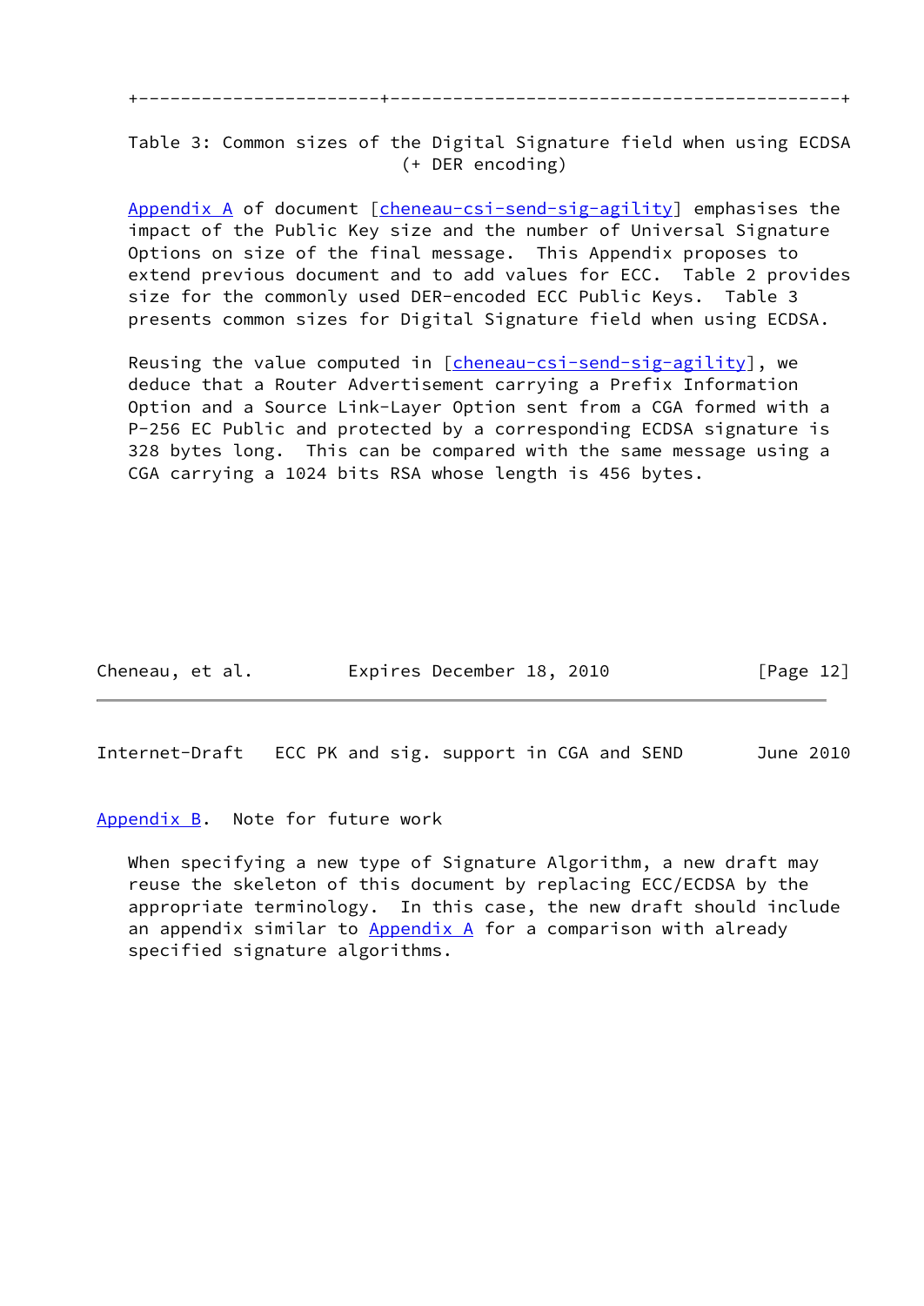Table 3: Common sizes of the Digital Signature field when using ECDSA (+ DER encoding)

Appendix A of document [cheneau-csi-send-sig-agility] emphasises the impact of the Public Key size and the number of Universal Signature Options on size of the final message. This Appendix proposes to extend previous document and to add values for ECC. Table 2 provides size for the commonly used DER-encoded ECC Public Keys. Table 3 presents common sizes for Digital Signature field when using ECDSA.

Reusing the value computed in [cheneau-csi-send-sig-agility], we deduce that a Router Advertisement carrying a Prefix Information Option and a Source Link-Layer Option sent from a CGA formed with a P-256 EC Public and protected by a corresponding ECDSA signature is 328 bytes long. This can be compared with the same message using a CGA carrying a 1024 bits RSA whose length is 456 bytes.

## Appendix B. Note for future work

When specifying a new type of Signature Algorithm, a new draft may reuse the skeleton of this document by replacing ECC/ECDSA by the appropriate terminology. In this case, the new draft should include an appendix similar to Appendix A for a comparison with already specified signature algorithms.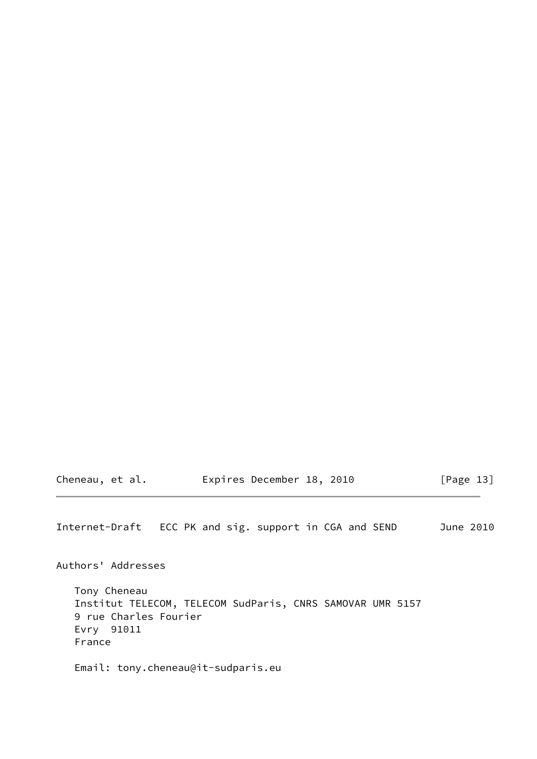## Authors' Addresses

Tony Cheneau
Institut TELECOM, TELECOM SudParis, CNRS SAMOVAR UMR 5157
9 rue Charles Fourier
Evry  91011
France

Email: tony.cheneau@it-sudparis.eu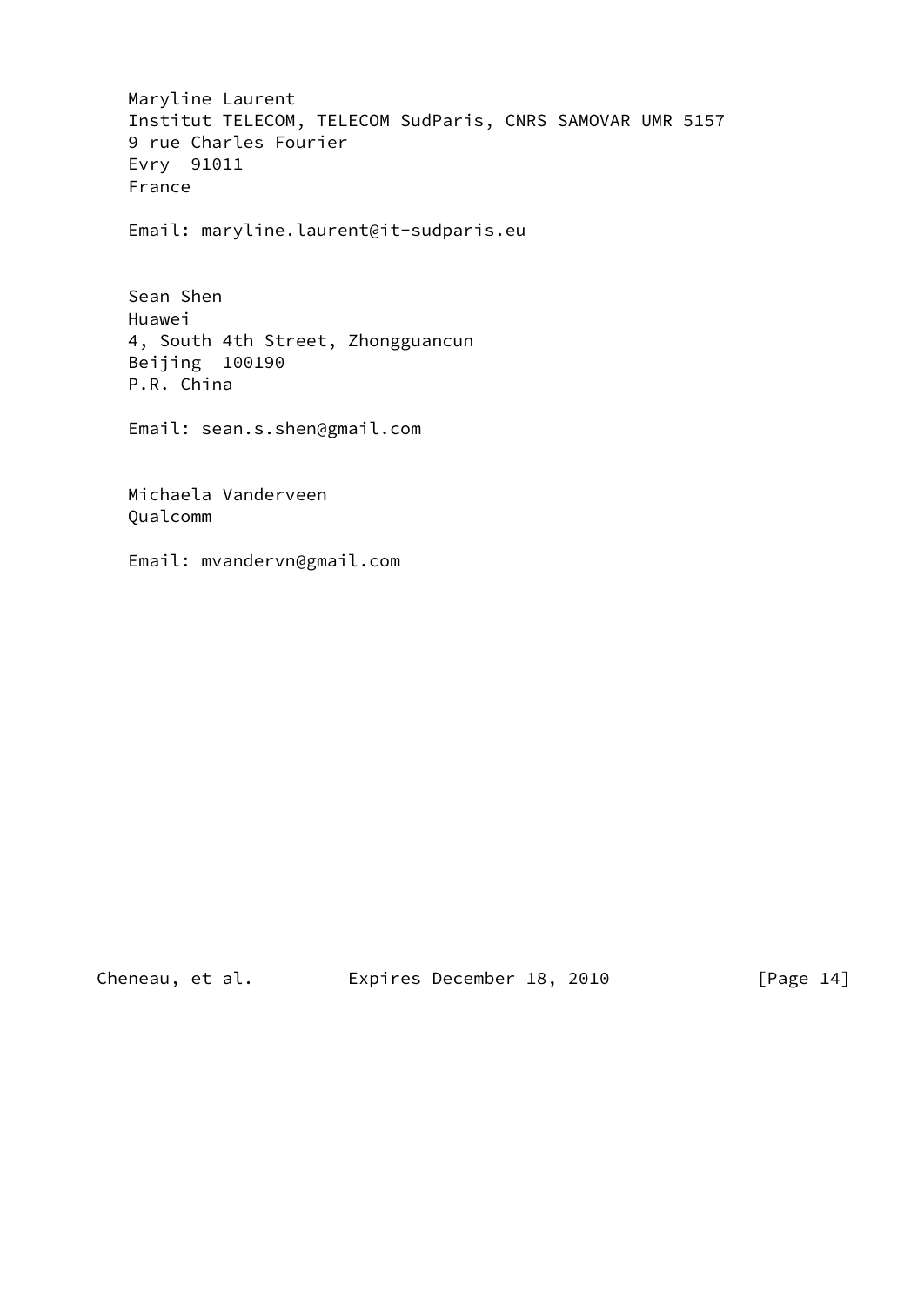Maryline Laurent
Institut TELECOM, TELECOM SudParis, CNRS SAMOVAR UMR 5157
9 rue Charles Fourier
Evry  91011
France

Email: maryline.laurent@it-sudparis.eu

Sean Shen
Huawei
4, South 4th Street, Zhongguancun
Beijing  100190
P.R. China

Email: sean.s.shen@gmail.com

Michaela Vanderveen
Qualcomm

Email: mvandervn@gmail.com